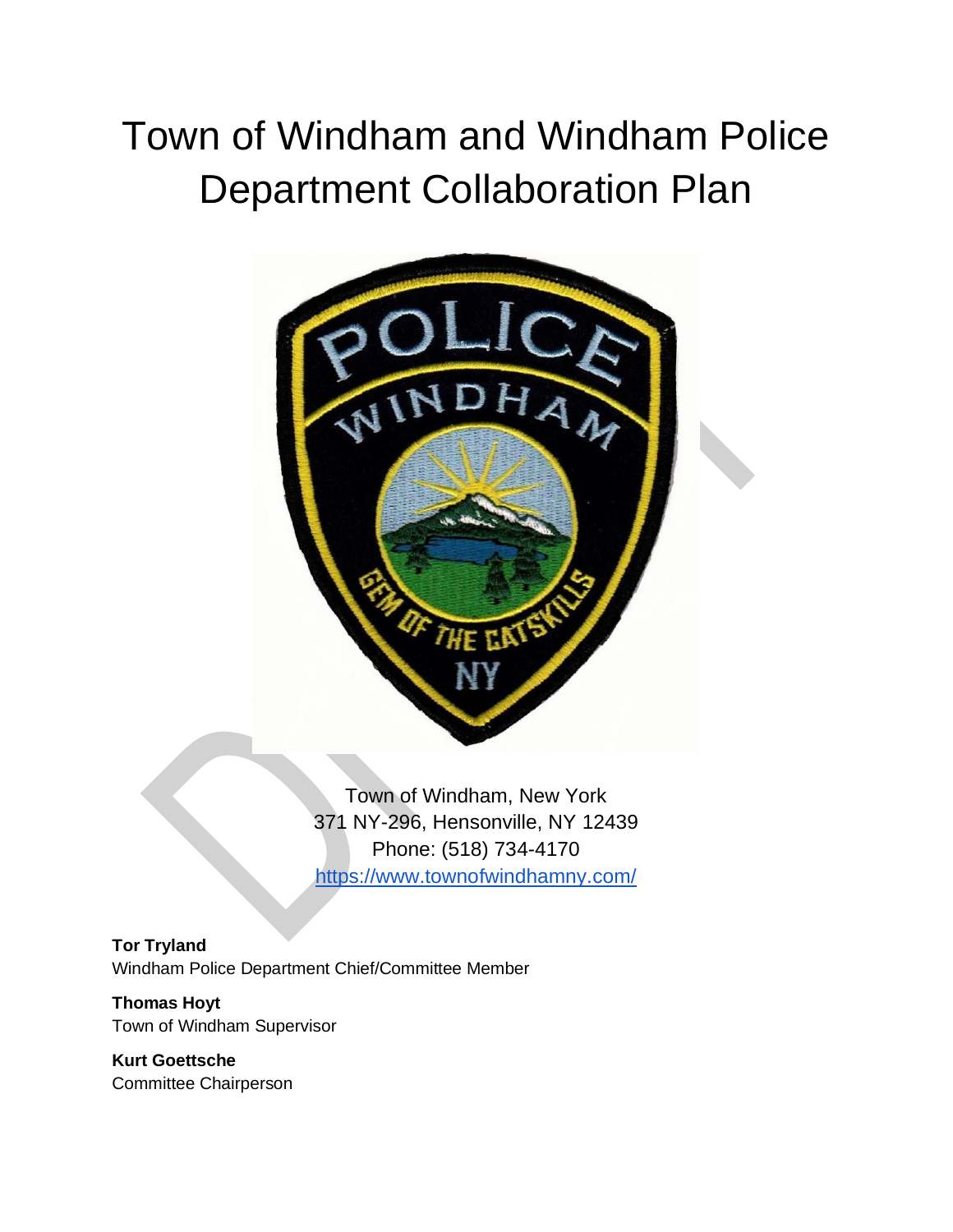# Town of Windham and Windham Police Department Collaboration Plan

Town of Windham, New York
371 NY-296, Hensonville, NY 12439
Phone: (518) 734-4170
https://www.townofwindhamny.com/

**Tor Tryland**
Windham Police Department Chief/Committee Member

**Thomas Hoyt**
Town of Windham Supervisor

**Kurt Goettsche**
Committee Chairperson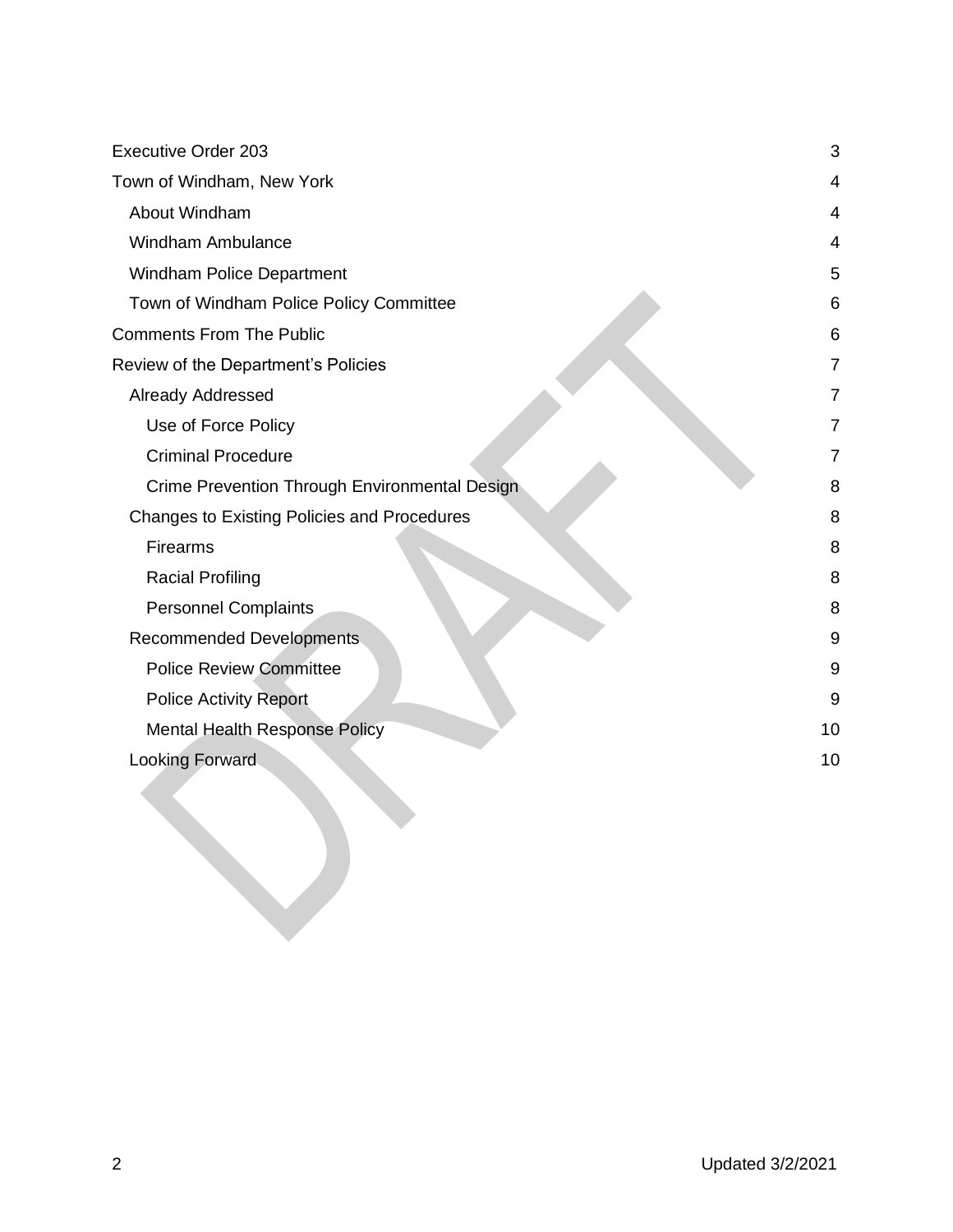- Executive Order 203 — 3
- Town of Windham, New York — 4
  - About Windham — 4
  - Windham Ambulance — 4
  - Windham Police Department — 5
  - Town of Windham Police Policy Committee — 6
- Comments From The Public — 6
- Review of the Department's Policies — 7
  - Already Addressed — 7
    - Use of Force Policy — 7
    - Criminal Procedure — 7
    - Crime Prevention Through Environmental Design — 8
  - Changes to Existing Policies and Procedures — 8
    - Firearms — 8
    - Racial Profiling — 8
    - Personnel Complaints — 8
  - Recommended Developments — 9
    - Police Review Committee — 9
    - Police Activity Report — 9
    - Mental Health Response Policy — 10
  - Looking Forward — 10

DRAFT

Updated 3/2/2021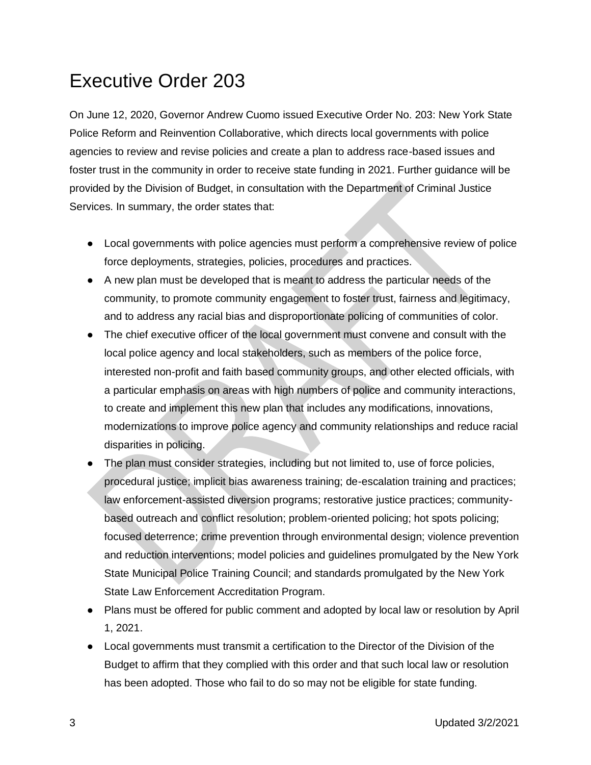# Executive Order 203

On June 12, 2020, Governor Andrew Cuomo issued Executive Order No. 203: New York State Police Reform and Reinvention Collaborative, which directs local governments with police agencies to review and revise policies and create a plan to address race-based issues and foster trust in the community in order to receive state funding in 2021. Further guidance will be provided by the Division of Budget, in consultation with the Department of Criminal Justice Services. In summary, the order states that:

- Local governments with police agencies must perform a comprehensive review of police force deployments, strategies, policies, procedures and practices.
- A new plan must be developed that is meant to address the particular needs of the community, to promote community engagement to foster trust, fairness and legitimacy, and to address any racial bias and disproportionate policing of communities of color.
- The chief executive officer of the local government must convene and consult with the local police agency and local stakeholders, such as members of the police force, interested non-profit and faith based community groups, and other elected officials, with a particular emphasis on areas with high numbers of police and community interactions, to create and implement this new plan that includes any modifications, innovations, modernizations to improve police agency and community relationships and reduce racial disparities in policing.
- The plan must consider strategies, including but not limited to, use of force policies, procedural justice; implicit bias awareness training; de-escalation training and practices; law enforcement-assisted diversion programs; restorative justice practices; community-based outreach and conflict resolution; problem-oriented policing; hot spots policing; focused deterrence; crime prevention through environmental design; violence prevention and reduction interventions; model policies and guidelines promulgated by the New York State Municipal Police Training Council; and standards promulgated by the New York State Law Enforcement Accreditation Program.
- Plans must be offered for public comment and adopted by local law or resolution by April 1, 2021.
- Local governments must transmit a certification to the Director of the Division of the Budget to affirm that they complied with this order and that such local law or resolution has been adopted. Those who fail to do so may not be eligible for state funding.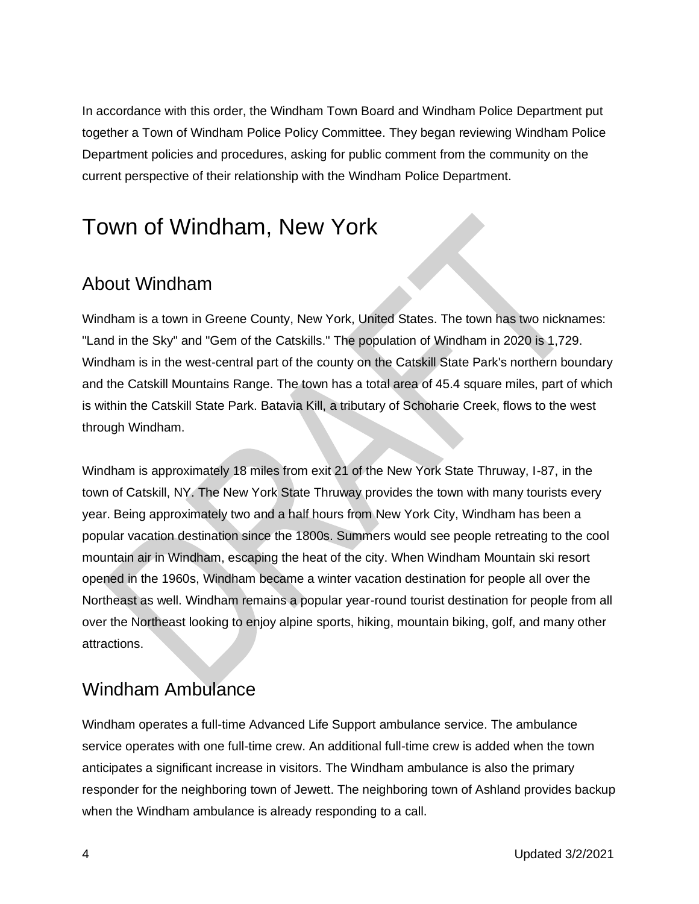In accordance with this order, the Windham Town Board and Windham Police Department put together a Town of Windham Police Policy Committee. They began reviewing Windham Police Department policies and procedures, asking for public comment from the community on the current perspective of their relationship with the Windham Police Department.

# Town of Windham, New York

## About Windham

Windham is a town in Greene County, New York, United States. The town has two nicknames: "Land in the Sky" and "Gem of the Catskills." The population of Windham in 2020 is 1,729. Windham is in the west-central part of the county on the Catskill State Park's northern boundary and the Catskill Mountains Range. The town has a total area of 45.4 square miles, part of which is within the Catskill State Park. Batavia Kill, a tributary of Schoharie Creek, flows to the west through Windham.

Windham is approximately 18 miles from exit 21 of the New York State Thruway, I-87, in the town of Catskill, NY. The New York State Thruway provides the town with many tourists every year. Being approximately two and a half hours from New York City, Windham has been a popular vacation destination since the 1800s. Summers would see people retreating to the cool mountain air in Windham, escaping the heat of the city. When Windham Mountain ski resort opened in the 1960s, Windham became a winter vacation destination for people all over the Northeast as well. Windham remains a popular year-round tourist destination for people from all over the Northeast looking to enjoy alpine sports, hiking, mountain biking, golf, and many other attractions.

## Windham Ambulance

Windham operates a full-time Advanced Life Support ambulance service. The ambulance service operates with one full-time crew. An additional full-time crew is added when the town anticipates a significant increase in visitors. The Windham ambulance is also the primary responder for the neighboring town of Jewett. The neighboring town of Ashland provides backup when the Windham ambulance is already responding to a call.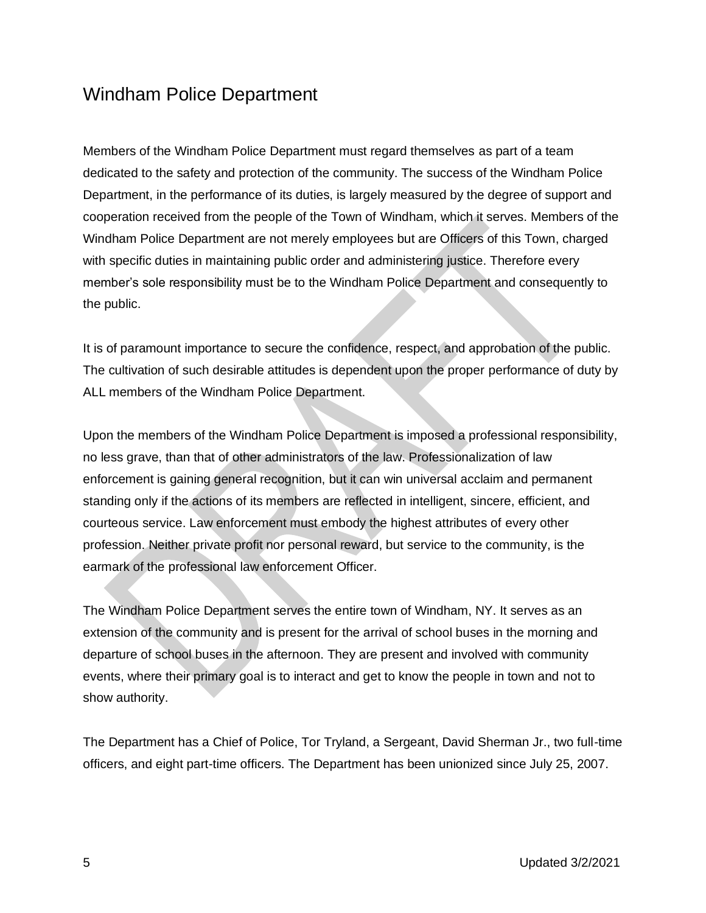# Windham Police Department

Members of the Windham Police Department must regard themselves as part of a team dedicated to the safety and protection of the community. The success of the Windham Police Department, in the performance of its duties, is largely measured by the degree of support and cooperation received from the people of the Town of Windham, which it serves. Members of the Windham Police Department are not merely employees but are Officers of this Town, charged with specific duties in maintaining public order and administering justice. Therefore every member's sole responsibility must be to the Windham Police Department and consequently to the public.

It is of paramount importance to secure the confidence, respect, and approbation of the public. The cultivation of such desirable attitudes is dependent upon the proper performance of duty by ALL members of the Windham Police Department.

Upon the members of the Windham Police Department is imposed a professional responsibility, no less grave, than that of other administrators of the law. Professionalization of law enforcement is gaining general recognition, but it can win universal acclaim and permanent standing only if the actions of its members are reflected in intelligent, sincere, efficient, and courteous service. Law enforcement must embody the highest attributes of every other profession. Neither private profit nor personal reward, but service to the community, is the earmark of the professional law enforcement Officer.

The Windham Police Department serves the entire town of Windham, NY. It serves as an extension of the community and is present for the arrival of school buses in the morning and departure of school buses in the afternoon. They are present and involved with community events, where their primary goal is to interact and get to know the people in town and not to show authority.

The Department has a Chief of Police, Tor Tryland, a Sergeant, David Sherman Jr., two full-time officers, and eight part-time officers. The Department has been unionized since July 25, 2007.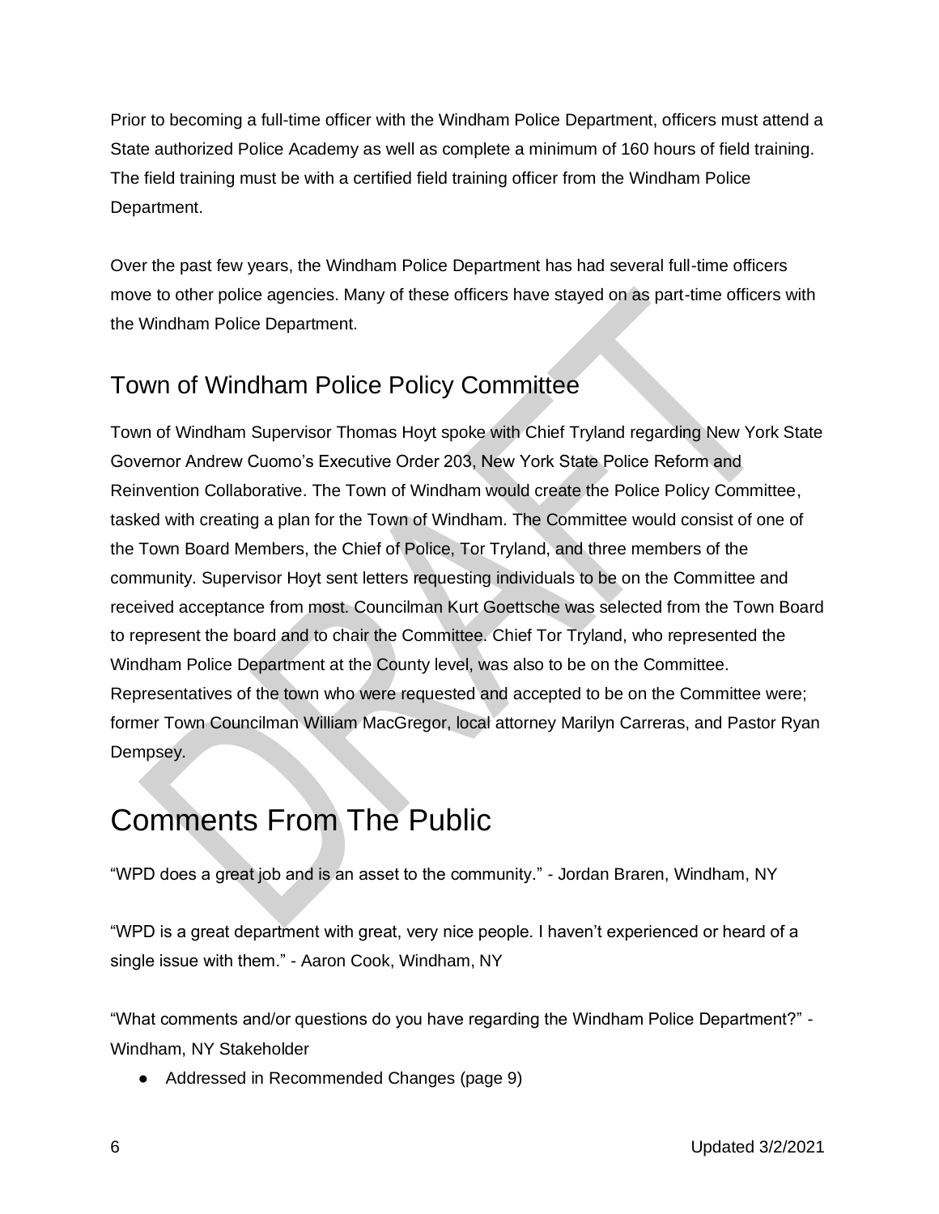Prior to becoming a full-time officer with the Windham Police Department, officers must attend a State authorized Police Academy as well as complete a minimum of 160 hours of field training. The field training must be with a certified field training officer from the Windham Police Department.

Over the past few years, the Windham Police Department has had several full-time officers move to other police agencies. Many of these officers have stayed on as part-time officers with the Windham Police Department.

## Town of Windham Police Policy Committee

Town of Windham Supervisor Thomas Hoyt spoke with Chief Tryland regarding New York State Governor Andrew Cuomo's Executive Order 203, New York State Police Reform and Reinvention Collaborative. The Town of Windham would create the Police Policy Committee, tasked with creating a plan for the Town of Windham. The Committee would consist of one of the Town Board Members, the Chief of Police, Tor Tryland, and three members of the community. Supervisor Hoyt sent letters requesting individuals to be on the Committee and received acceptance from most. Councilman Kurt Goettsche was selected from the Town Board to represent the board and to chair the Committee. Chief Tor Tryland, who represented the Windham Police Department at the County level, was also to be on the Committee. Representatives of the town who were requested and accepted to be on the Committee were; former Town Councilman William MacGregor, local attorney Marilyn Carreras, and Pastor Ryan Dempsey.

# Comments From The Public

"WPD does a great job and is an asset to the community." - Jordan Braren, Windham, NY

"WPD is a great department with great, very nice people. I haven't experienced or heard of a single issue with them." - Aaron Cook, Windham, NY

"What comments and/or questions do you have regarding the Windham Police Department?" - Windham, NY Stakeholder

- Addressed in Recommended Changes (page 9)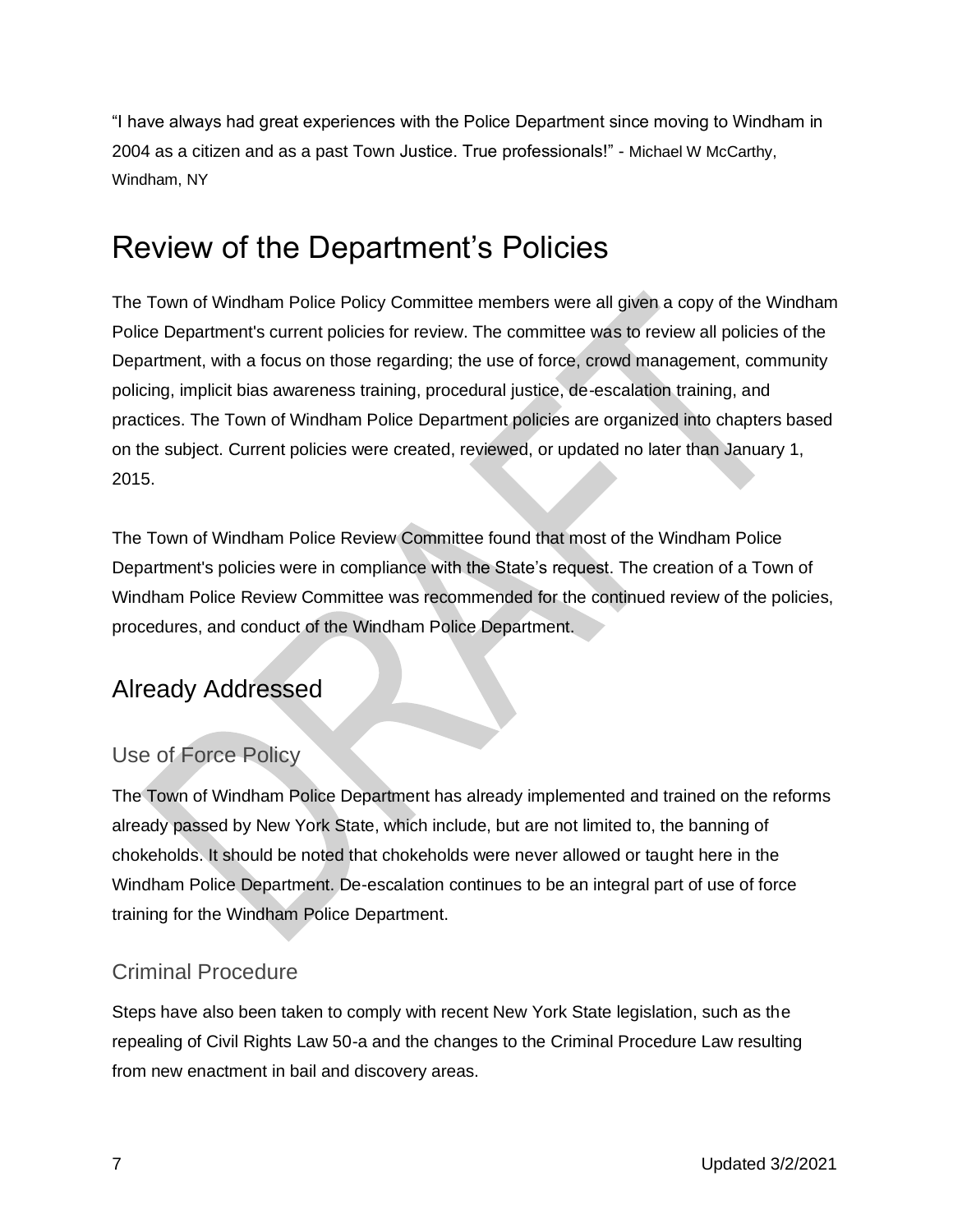"I have always had great experiences with the Police Department since moving to Windham in 2004 as a citizen and as a past Town Justice. True professionals!" - Michael W McCarthy, Windham, NY

# Review of the Department's Policies

The Town of Windham Police Policy Committee members were all given a copy of the Windham Police Department's current policies for review. The committee was to review all policies of the Department, with a focus on those regarding; the use of force, crowd management, community policing, implicit bias awareness training, procedural justice, de-escalation training, and practices. The Town of Windham Police Department policies are organized into chapters based on the subject. Current policies were created, reviewed, or updated no later than January 1, 2015.

The Town of Windham Police Review Committee found that most of the Windham Police Department's policies were in compliance with the State's request. The creation of a Town of Windham Police Review Committee was recommended for the continued review of the policies, procedures, and conduct of the Windham Police Department.

## Already Addressed

### Use of Force Policy

The Town of Windham Police Department has already implemented and trained on the reforms already passed by New York State, which include, but are not limited to, the banning of chokeholds. It should be noted that chokeholds were never allowed or taught here in the Windham Police Department. De-escalation continues to be an integral part of use of force training for the Windham Police Department.

### Criminal Procedure

Steps have also been taken to comply with recent New York State legislation, such as the repealing of Civil Rights Law 50-a and the changes to the Criminal Procedure Law resulting from new enactment in bail and discovery areas.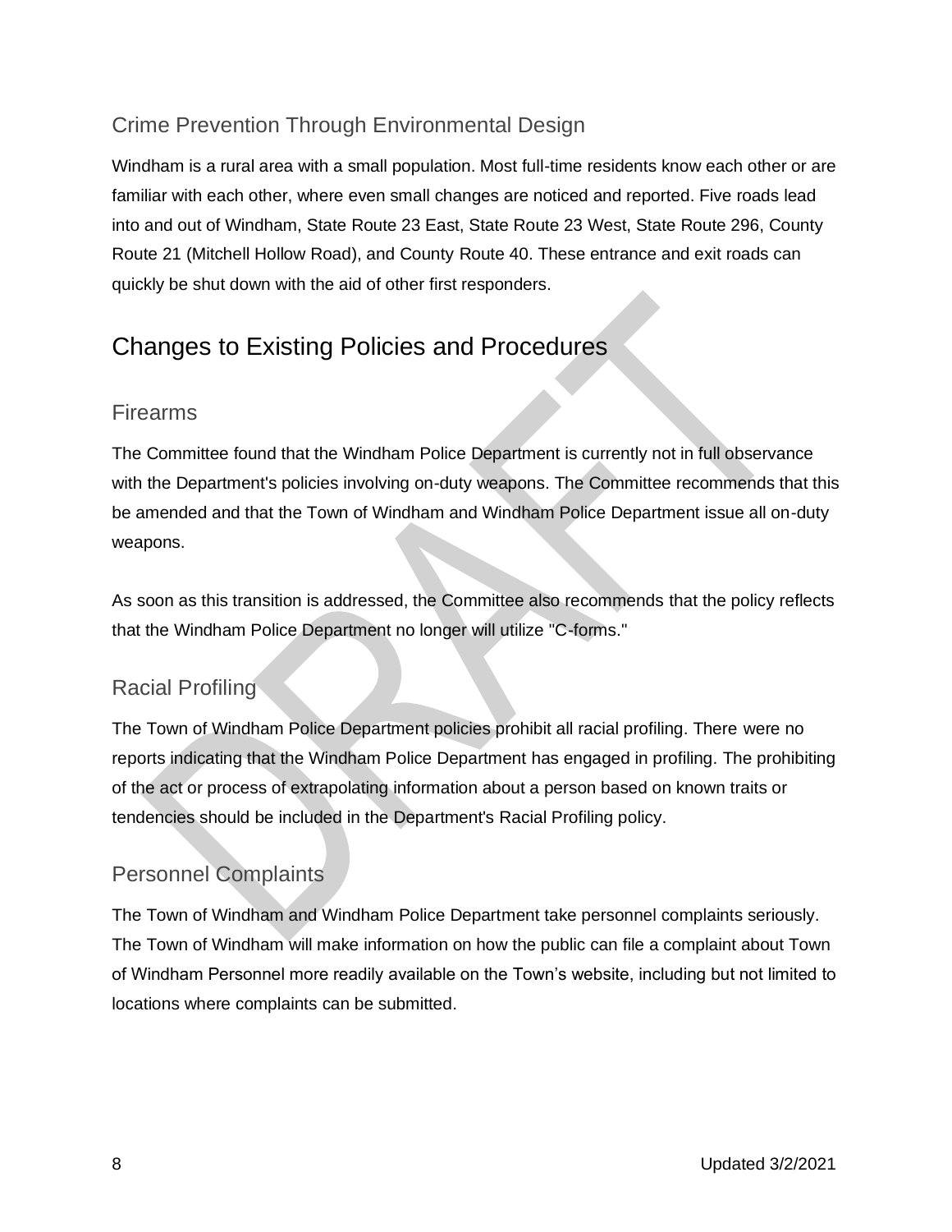### Crime Prevention Through Environmental Design

Windham is a rural area with a small population. Most full-time residents know each other or are familiar with each other, where even small changes are noticed and reported. Five roads lead into and out of Windham, State Route 23 East, State Route 23 West, State Route 296, County Route 21 (Mitchell Hollow Road), and County Route 40. These entrance and exit roads can quickly be shut down with the aid of other first responders.

## Changes to Existing Policies and Procedures

### Firearms

The Committee found that the Windham Police Department is currently not in full observance with the Department's policies involving on-duty weapons. The Committee recommends that this be amended and that the Town of Windham and Windham Police Department issue all on-duty weapons.

As soon as this transition is addressed, the Committee also recommends that the policy reflects that the Windham Police Department no longer will utilize "C-forms."

### Racial Profiling

The Town of Windham Police Department policies prohibit all racial profiling. There were no reports indicating that the Windham Police Department has engaged in profiling. The prohibiting of the act or process of extrapolating information about a person based on known traits or tendencies should be included in the Department's Racial Profiling policy.

### Personnel Complaints

The Town of Windham and Windham Police Department take personnel complaints seriously. The Town of Windham will make information on how the public can file a complaint about Town of Windham Personnel more readily available on the Town's website, including but not limited to locations where complaints can be submitted.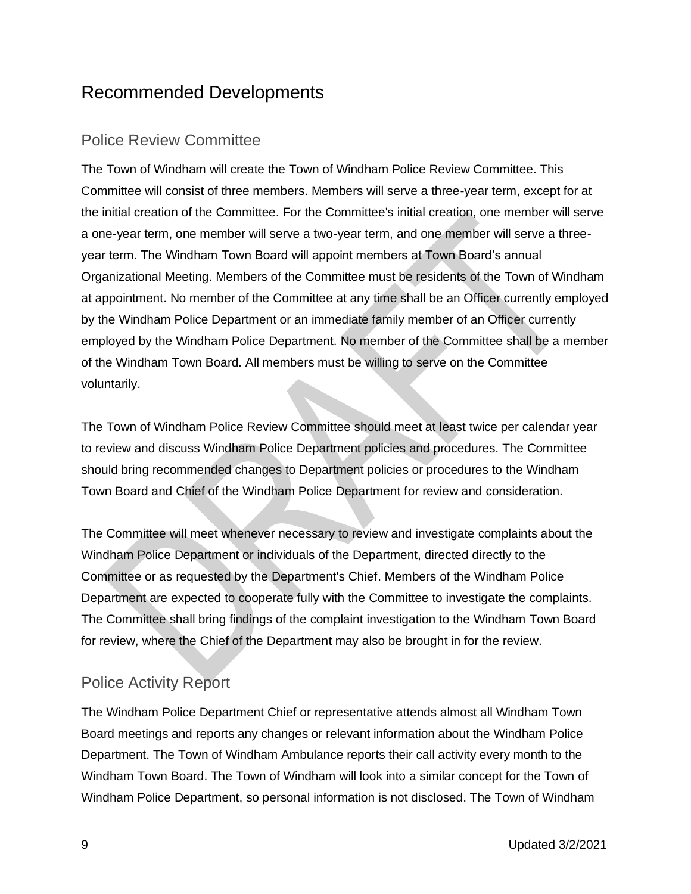# Recommended Developments

## Police Review Committee

The Town of Windham will create the Town of Windham Police Review Committee. This Committee will consist of three members. Members will serve a three-year term, except for at the initial creation of the Committee. For the Committee's initial creation, one member will serve a one-year term, one member will serve a two-year term, and one member will serve a three-year term. The Windham Town Board will appoint members at Town Board's annual Organizational Meeting. Members of the Committee must be residents of the Town of Windham at appointment. No member of the Committee at any time shall be an Officer currently employed by the Windham Police Department or an immediate family member of an Officer currently employed by the Windham Police Department. No member of the Committee shall be a member of the Windham Town Board. All members must be willing to serve on the Committee voluntarily.

The Town of Windham Police Review Committee should meet at least twice per calendar year to review and discuss Windham Police Department policies and procedures. The Committee should bring recommended changes to Department policies or procedures to the Windham Town Board and Chief of the Windham Police Department for review and consideration.

The Committee will meet whenever necessary to review and investigate complaints about the Windham Police Department or individuals of the Department, directed directly to the Committee or as requested by the Department's Chief. Members of the Windham Police Department are expected to cooperate fully with the Committee to investigate the complaints. The Committee shall bring findings of the complaint investigation to the Windham Town Board for review, where the Chief of the Department may also be brought in for the review.

## Police Activity Report

The Windham Police Department Chief or representative attends almost all Windham Town Board meetings and reports any changes or relevant information about the Windham Police Department. The Town of Windham Ambulance reports their call activity every month to the Windham Town Board. The Town of Windham will look into a similar concept for the Town of Windham Police Department, so personal information is not disclosed. The Town of Windham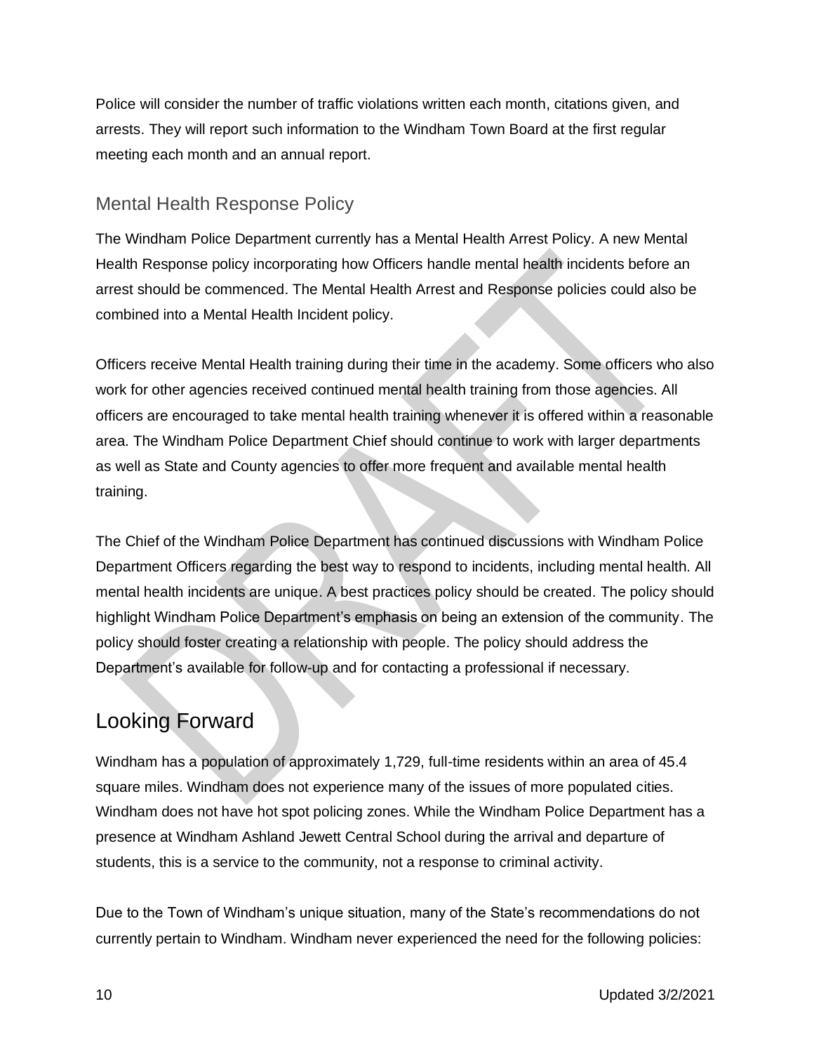Police will consider the number of traffic violations written each month, citations given, and arrests. They will report such information to the Windham Town Board at the first regular meeting each month and an annual report.

### Mental Health Response Policy

The Windham Police Department currently has a Mental Health Arrest Policy. A new Mental Health Response policy incorporating how Officers handle mental health incidents before an arrest should be commenced. The Mental Health Arrest and Response policies could also be combined into a Mental Health Incident policy.

Officers receive Mental Health training during their time in the academy. Some officers who also work for other agencies received continued mental health training from those agencies. All officers are encouraged to take mental health training whenever it is offered within a reasonable area. The Windham Police Department Chief should continue to work with larger departments as well as State and County agencies to offer more frequent and available mental health training.

The Chief of the Windham Police Department has continued discussions with Windham Police Department Officers regarding the best way to respond to incidents, including mental health. All mental health incidents are unique. A best practices policy should be created. The policy should highlight Windham Police Department's emphasis on being an extension of the community. The policy should foster creating a relationship with people. The policy should address the Department's available for follow-up and for contacting a professional if necessary.

## Looking Forward

Windham has a population of approximately 1,729, full-time residents within an area of 45.4 square miles. Windham does not experience many of the issues of more populated cities. Windham does not have hot spot policing zones. While the Windham Police Department has a presence at Windham Ashland Jewett Central School during the arrival and departure of students, this is a service to the community, not a response to criminal activity.

Due to the Town of Windham's unique situation, many of the State's recommendations do not currently pertain to Windham. Windham never experienced the need for the following policies: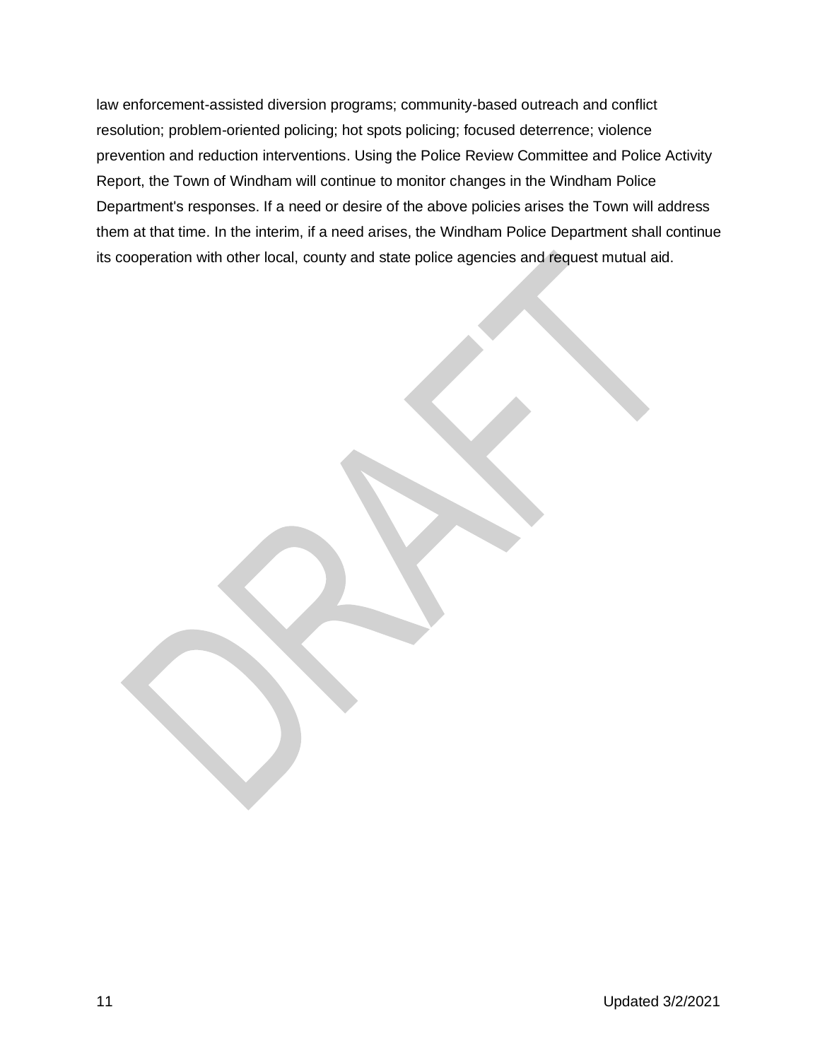law enforcement-assisted diversion programs; community-based outreach and conflict resolution; problem-oriented policing; hot spots policing; focused deterrence; violence prevention and reduction interventions. Using the Police Review Committee and Police Activity Report, the Town of Windham will continue to monitor changes in the Windham Police Department's responses. If a need or desire of the above policies arises the Town will address them at that time. In the interim, if a need arises, the Windham Police Department shall continue its cooperation with other local, county and state police agencies and request mutual aid.